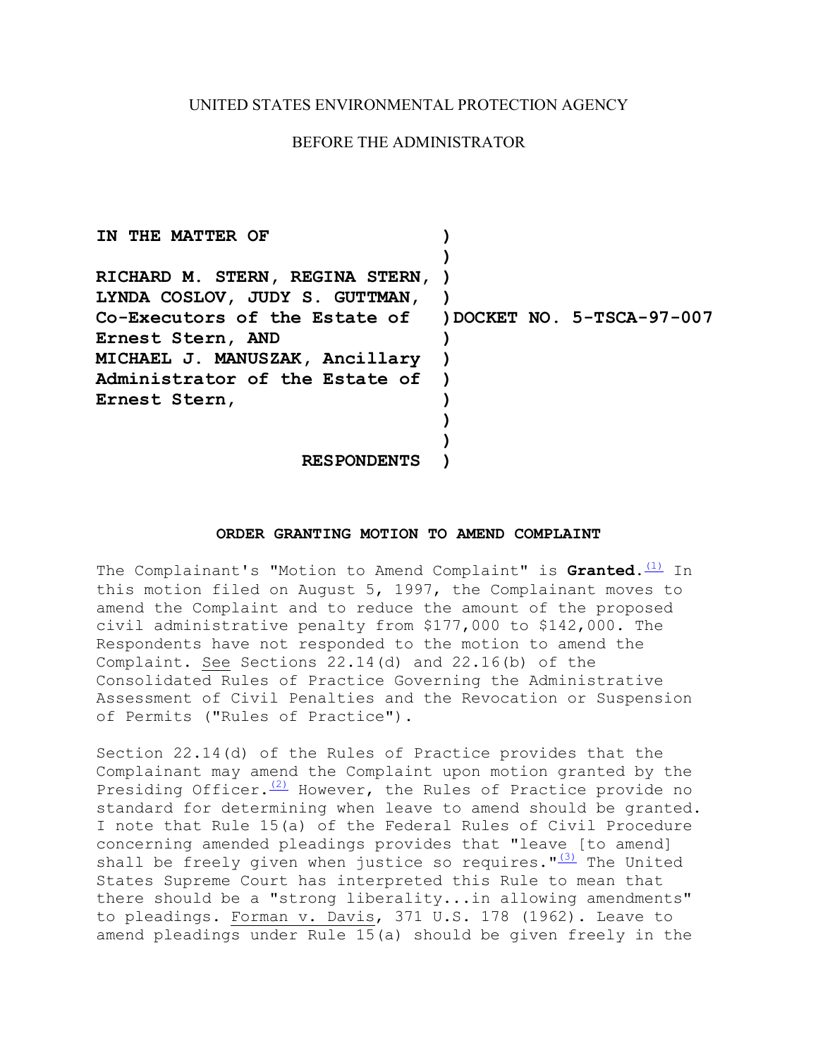UNITED STATES ENVIRONMENTAL PROTECTION AGENCY

BEFORE THE ADMINISTRATOR

**IN THE MATTER OF**

**RICHARD M. STERN, REGINA STERN, LYNDA COSLOV, JUDY S. GUTTMAN, Co-Executors of the Estate of Ernest Stern, AND MICHAEL J. MANUSZAK, Ancillary Administrator of the Estate of Ernest Stern,**

**RESPONDENTS**

**DOCKET NO. 5-TSCA-97-007**

**ORDER GRANTING MOTION TO AMEND COMPLAINT**

The Complainant's "Motion to Amend Complaint" is **Granted.**[(1)] In this motion filed on August 5, 1997, the Complainant moves to amend the Complaint and to reduce the amount of the proposed civil administrative penalty from $177,000 to $142,000. The Respondents have not responded to the motion to amend the Complaint. See Sections 22.14(d) and 22.16(b) of the Consolidated Rules of Practice Governing the Administrative Assessment of Civil Penalties and the Revocation or Suspension of Permits ("Rules of Practice").

Section 22.14(d) of the Rules of Practice provides that the Complainant may amend the Complaint upon motion granted by the Presiding Officer.[(2)] However, the Rules of Practice provide no standard for determining when leave to amend should be granted. I note that Rule 15(a) of the Federal Rules of Civil Procedure concerning amended pleadings provides that "leave [to amend] shall be freely given when justice so requires."[(3)] The United States Supreme Court has interpreted this Rule to mean that there should be a "strong liberality...in allowing amendments" to pleadings. Forman v. Davis, 371 U.S. 178 (1962). Leave to amend pleadings under Rule 15(a) should be given freely in the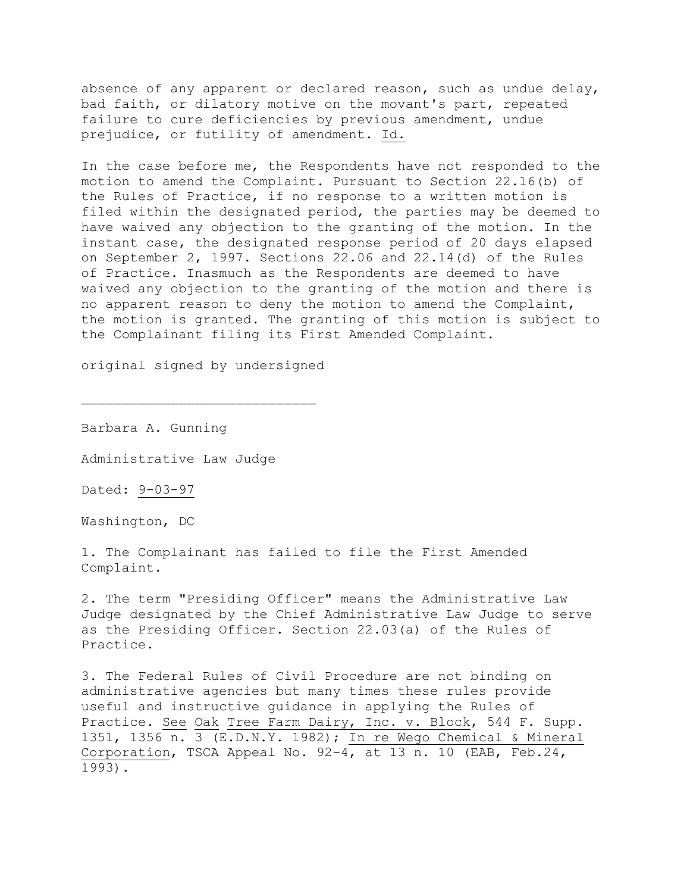absence of any apparent or declared reason, such as undue delay, bad faith, or dilatory motive on the movant's part, repeated failure to cure deficiencies by previous amendment, undue prejudice, or futility of amendment. Id.

In the case before me, the Respondents have not responded to the motion to amend the Complaint. Pursuant to Section 22.16(b) of the Rules of Practice, if no response to a written motion is filed within the designated period, the parties may be deemed to have waived any objection to the granting of the motion. In the instant case, the designated response period of 20 days elapsed on September 2, 1997. Sections 22.06 and 22.14(d) of the Rules of Practice. Inasmuch as the Respondents are deemed to have waived any objection to the granting of the motion and there is no apparent reason to deny the motion to amend the Complaint, the motion is granted. The granting of this motion is subject to the Complainant filing its First Amended Complaint.

original signed by undersigned

\_\_\_\_\_\_\_\_\_\_\_\_\_\_\_\_\_\_\_\_\_\_\_\_\_\_\_\_

Barbara A. Gunning

Administrative Law Judge

Dated: 9-03-97

Washington, DC

1. The Complainant has failed to file the First Amended Complaint.

2. The term "Presiding Officer" means the Administrative Law Judge designated by the Chief Administrative Law Judge to serve as the Presiding Officer. Section 22.03(a) of the Rules of Practice.

3. The Federal Rules of Civil Procedure are not binding on administrative agencies but many times these rules provide useful and instructive guidance in applying the Rules of Practice. See Oak Tree Farm Dairy, Inc. v. Block, 544 F. Supp. 1351, 1356 n. 3 (E.D.N.Y. 1982); In re Wego Chemical & Mineral Corporation, TSCA Appeal No. 92-4, at 13 n. 10 (EAB, Feb.24, 1993).